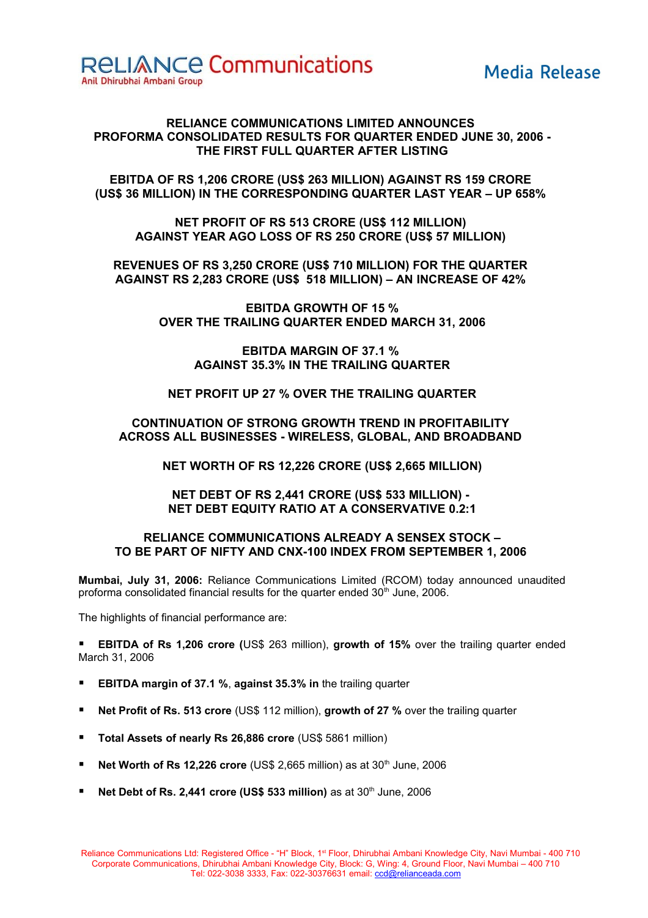RELIANCE Communications
Anil Dhirubhai Ambani Group

Media Release

## RELIANCE COMMUNICATIONS LIMITED ANNOUNCES PROFORMA CONSOLIDATED RESULTS FOR QUARTER ENDED JUNE 30, 2006 - THE FIRST FULL QUARTER AFTER LISTING

**EBITDA OF RS 1,206 CRORE (US$ 263 MILLION) AGAINST RS 159 CRORE (US$ 36 MILLION) IN THE CORRESPONDING QUARTER LAST YEAR – UP 658%**

**NET PROFIT OF RS 513 CRORE (US$ 112 MILLION) AGAINST YEAR AGO LOSS OF RS 250 CRORE (US$ 57 MILLION)**

**REVENUES OF RS 3,250 CRORE (US$ 710 MILLION) FOR THE QUARTER AGAINST RS 2,283 CRORE (US$ 518 MILLION) – AN INCREASE OF 42%**

**EBITDA GROWTH OF 15 % OVER THE TRAILING QUARTER ENDED MARCH 31, 2006**

**EBITDA MARGIN OF 37.1 % AGAINST 35.3% IN THE TRAILING QUARTER**

**NET PROFIT UP 27 % OVER THE TRAILING QUARTER**

**CONTINUATION OF STRONG GROWTH TREND IN PROFITABILITY ACROSS ALL BUSINESSES - WIRELESS, GLOBAL, AND BROADBAND**

**NET WORTH OF RS 12,226 CRORE (US$ 2,665 MILLION)**

**NET DEBT OF RS 2,441 CRORE (US$ 533 MILLION) - NET DEBT EQUITY RATIO AT A CONSERVATIVE 0.2:1**

**RELIANCE COMMUNICATIONS ALREADY A SENSEX STOCK – TO BE PART OF NIFTY AND CNX-100 INDEX FROM SEPTEMBER 1, 2006**

**Mumbai, July 31, 2006:** Reliance Communications Limited (RCOM) today announced unaudited proforma consolidated financial results for the quarter ended 30th June, 2006.

The highlights of financial performance are:

- **EBITDA of Rs 1,206 crore (**US$ 263 million), **growth of 15%** over the trailing quarter ended March 31, 2006
- **EBITDA margin of 37.1 %**, **against 35.3% in** the trailing quarter
- **Net Profit of Rs. 513 crore** (US$ 112 million), **growth of 27 %** over the trailing quarter
- **Total Assets of nearly Rs 26,886 crore** (US$ 5861 million)
- **Net Worth of Rs 12,226 crore** (US$ 2,665 million) as at 30th June, 2006
- **Net Debt of Rs. 2,441 crore (US$ 533 million)** as at 30th June, 2006

Reliance Communications Ltd: Registered Office - "H" Block, 1st Floor, Dhirubhai Ambani Knowledge City, Navi Mumbai - 400 710
Corporate Communications, Dhirubhai Ambani Knowledge City, Block: G, Wing: 4, Ground Floor, Navi Mumbai – 400 710
Tel: 022-3038 3333, Fax: 022-30376631 email: ccd@relianceada.com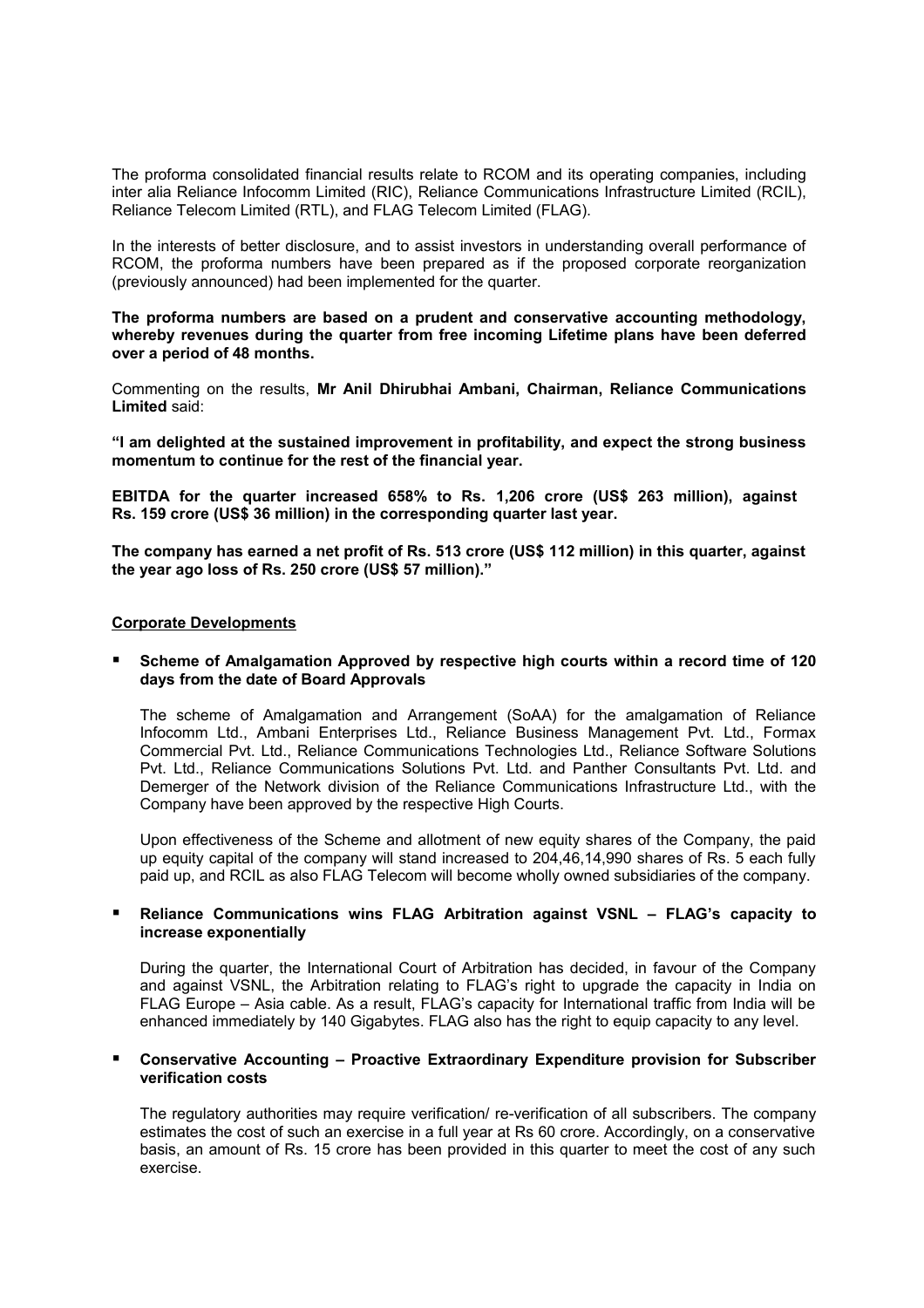The proforma consolidated financial results relate to RCOM and its operating companies, including inter alia Reliance Infocomm Limited (RIC), Reliance Communications Infrastructure Limited (RCIL), Reliance Telecom Limited (RTL), and FLAG Telecom Limited (FLAG).

In the interests of better disclosure, and to assist investors in understanding overall performance of RCOM, the proforma numbers have been prepared as if the proposed corporate reorganization (previously announced) had been implemented for the quarter.

**The proforma numbers are based on a prudent and conservative accounting methodology, whereby revenues during the quarter from free incoming Lifetime plans have been deferred over a period of 48 months.**

Commenting on the results, **Mr Anil Dhirubhai Ambani, Chairman, Reliance Communications Limited** said:

**"I am delighted at the sustained improvement in profitability, and expect the strong business momentum to continue for the rest of the financial year.**

**EBITDA for the quarter increased 658% to Rs. 1,206 crore (US$ 263 million), against Rs. 159 crore (US$ 36 million) in the corresponding quarter last year.**

**The company has earned a net profit of Rs. 513 crore (US$ 112 million) in this quarter, against the year ago loss of Rs. 250 crore (US$ 57 million)."**

## Corporate Developments

- **Scheme of Amalgamation Approved by respective high courts within a record time of 120 days from the date of Board Approvals**

  The scheme of Amalgamation and Arrangement (SoAA) for the amalgamation of Reliance Infocomm Ltd., Ambani Enterprises Ltd., Reliance Business Management Pvt. Ltd., Formax Commercial Pvt. Ltd., Reliance Communications Technologies Ltd., Reliance Software Solutions Pvt. Ltd., Reliance Communications Solutions Pvt. Ltd. and Panther Consultants Pvt. Ltd. and Demerger of the Network division of the Reliance Communications Infrastructure Ltd., with the Company have been approved by the respective High Courts.

  Upon effectiveness of the Scheme and allotment of new equity shares of the Company, the paid up equity capital of the company will stand increased to 204,46,14,990 shares of Rs. 5 each fully paid up, and RCIL as also FLAG Telecom will become wholly owned subsidiaries of the company.

- **Reliance Communications wins FLAG Arbitration against VSNL – FLAG's capacity to increase exponentially**

  During the quarter, the International Court of Arbitration has decided, in favour of the Company and against VSNL, the Arbitration relating to FLAG's right to upgrade the capacity in India on FLAG Europe – Asia cable. As a result, FLAG's capacity for International traffic from India will be enhanced immediately by 140 Gigabytes. FLAG also has the right to equip capacity to any level.

- **Conservative Accounting – Proactive Extraordinary Expenditure provision for Subscriber verification costs**

  The regulatory authorities may require verification/ re-verification of all subscribers. The company estimates the cost of such an exercise in a full year at Rs 60 crore. Accordingly, on a conservative basis, an amount of Rs. 15 crore has been provided in this quarter to meet the cost of any such exercise.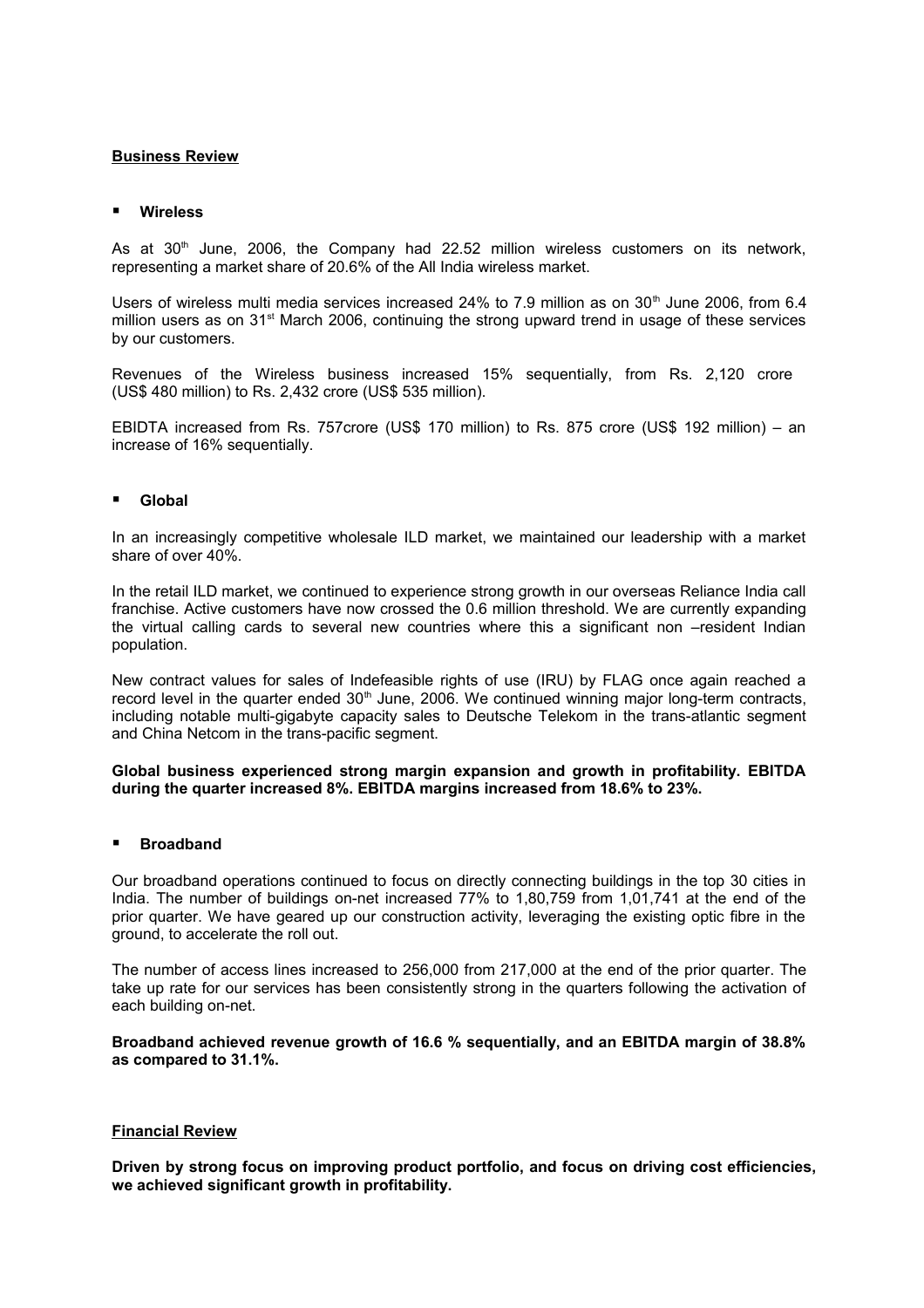## Business Review

- **Wireless**

As at 30th June, 2006, the Company had 22.52 million wireless customers on its network, representing a market share of 20.6% of the All India wireless market.

Users of wireless multi media services increased 24% to 7.9 million as on 30th June 2006, from 6.4 million users as on 31st March 2006, continuing the strong upward trend in usage of these services by our customers.

Revenues of the Wireless business increased 15% sequentially, from Rs. 2,120 crore (US$ 480 million) to Rs. 2,432 crore (US$ 535 million).

EBIDTA increased from Rs. 757crore (US$ 170 million) to Rs. 875 crore (US$ 192 million) – an increase of 16% sequentially.

- **Global**

In an increasingly competitive wholesale ILD market, we maintained our leadership with a market share of over 40%.

In the retail ILD market, we continued to experience strong growth in our overseas Reliance India call franchise. Active customers have now crossed the 0.6 million threshold. We are currently expanding the virtual calling cards to several new countries where this a significant non –resident Indian population.

New contract values for sales of Indefeasible rights of use (IRU) by FLAG once again reached a record level in the quarter ended 30th June, 2006. We continued winning major long-term contracts, including notable multi-gigabyte capacity sales to Deutsche Telekom in the trans-atlantic segment and China Netcom in the trans-pacific segment.

**Global business experienced strong margin expansion and growth in profitability. EBITDA during the quarter increased 8%. EBITDA margins increased from 18.6% to 23%.**

- **Broadband**

Our broadband operations continued to focus on directly connecting buildings in the top 30 cities in India. The number of buildings on-net increased 77% to 1,80,759 from 1,01,741 at the end of the prior quarter. We have geared up our construction activity, leveraging the existing optic fibre in the ground, to accelerate the roll out.

The number of access lines increased to 256,000 from 217,000 at the end of the prior quarter. The take up rate for our services has been consistently strong in the quarters following the activation of each building on-net.

**Broadband achieved revenue growth of 16.6 % sequentially, and an EBITDA margin of 38.8% as compared to 31.1%.**

## Financial Review

**Driven by strong focus on improving product portfolio, and focus on driving cost efficiencies, we achieved significant growth in profitability.**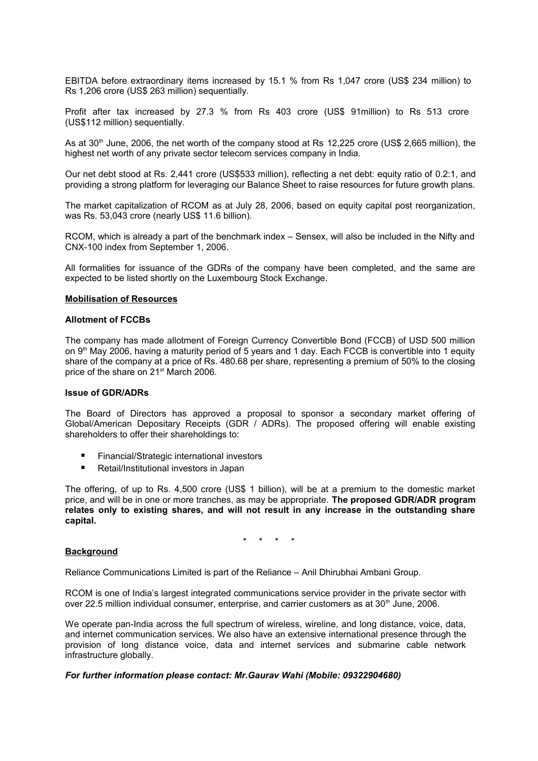EBITDA before extraordinary items increased by 15.1 % from Rs 1,047 crore (US$ 234 million) to Rs 1,206 crore (US$ 263 million) sequentially.

Profit after tax increased by 27.3 % from Rs 403 crore (US$ 91million) to Rs 513 crore (US$112 million) sequentially.

As at 30th June, 2006, the net worth of the company stood at Rs 12,225 crore (US$ 2,665 million), the highest net worth of any private sector telecom services company in India.

Our net debt stood at Rs. 2,441 crore (US$533 million), reflecting a net debt: equity ratio of 0.2:1, and providing a strong platform for leveraging our Balance Sheet to raise resources for future growth plans.

The market capitalization of RCOM as at July 28, 2006, based on equity capital post reorganization, was Rs. 53,043 crore (nearly US$ 11.6 billion).

RCOM, which is already a part of the benchmark index – Sensex, will also be included in the Nifty and CNX-100 index from September 1, 2006.

All formalities for issuance of the GDRs of the company have been completed, and the same are expected to be listed shortly on the Luxembourg Stock Exchange.

**Mobilisation of Resources**

**Allotment of FCCBs**

The company has made allotment of Foreign Currency Convertible Bond (FCCB) of USD 500 million on 9th May 2006, having a maturity period of 5 years and 1 day. Each FCCB is convertible into 1 equity share of the company at a price of Rs. 480.68 per share, representing a premium of 50% to the closing price of the share on 21st March 2006.

**Issue of GDR/ADRs**

The Board of Directors has approved a proposal to sponsor a secondary market offering of Global/American Depositary Receipts (GDR / ADRs). The proposed offering will enable existing shareholders to offer their shareholdings to:

- Financial/Strategic international investors
- Retail/Institutional investors in Japan

The offering, of up to Rs. 4,500 crore (US$ 1 billion), will be at a premium to the domestic market price, and will be in one or more tranches, as may be appropriate. **The proposed GDR/ADR program relates only to existing shares, and will not result in any increase in the outstanding share capital.**

\* \* \* \*

**Background**

Reliance Communications Limited is part of the Reliance – Anil Dhirubhai Ambani Group.

RCOM is one of India's largest integrated communications service provider in the private sector with over 22.5 million individual consumer, enterprise, and carrier customers as at 30th June, 2006.

We operate pan-India across the full spectrum of wireless, wireline, and long distance, voice, data, and internet communication services. We also have an extensive international presence through the provision of long distance voice, data and internet services and submarine cable network infrastructure globally.

***For further information please contact: Mr.Gaurav Wahi (Mobile: 09322904680)***